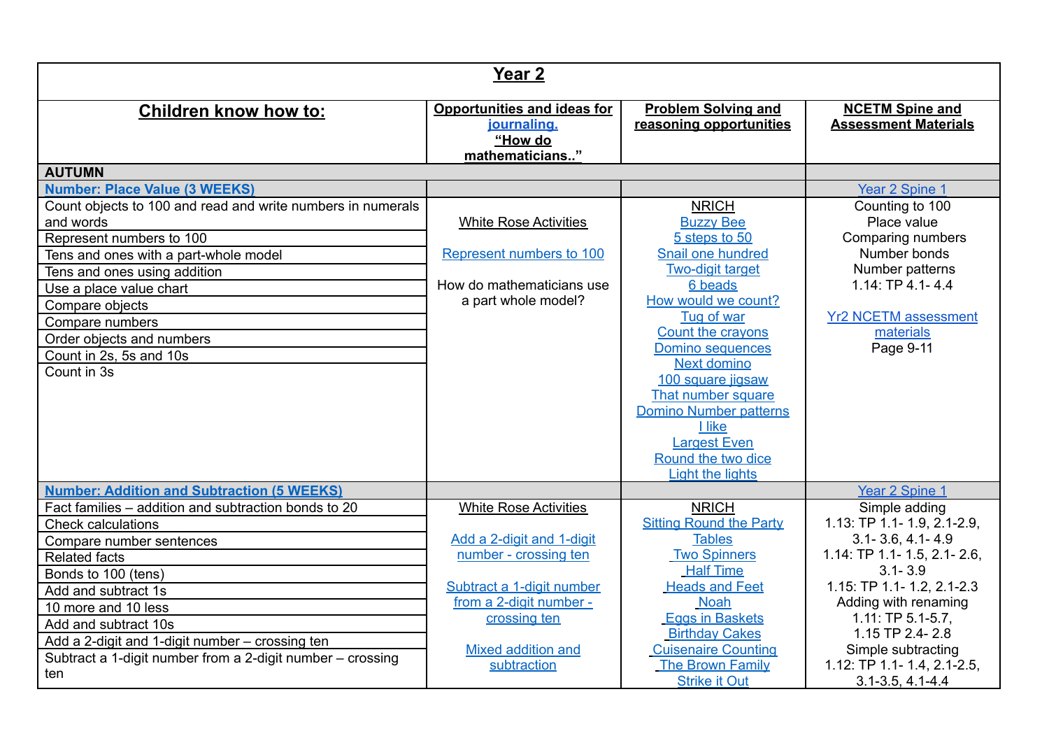| Year 2 | | | |
|---|---|---|---|
| **Children know how to:** | **Opportunities and ideas for journaling. "How do mathematicians.."** | **Problem Solving and reasoning opportunities** | **NCETM Spine and Assessment Materials** |
| **AUTUMN** | | | |
| **Number: Place Value (3 WEEKS)** | | | Year 2 Spine 1 |
| Count objects to 100 and read and write numbers in numerals and words<br>Represent numbers to 100<br>Tens and ones with a part-whole model<br>Tens and ones using addition<br>Use a place value chart<br>Compare objects<br>Compare numbers<br>Order objects and numbers<br>Count in 2s, 5s and 10s<br>Count in 3s | White Rose Activities<br><br>Represent numbers to 100<br><br>How do mathematicians use a part whole model? | NRICH<br>Buzzy Bee<br>5 steps to 50<br>Snail one hundred<br>Two-digit target<br>6 beads<br>How would we count?<br>Tug of war<br>Count the crayons<br>Domino sequences<br>Next domino<br>100 square jigsaw<br>That number square<br>Domino Number patterns<br>I like<br>Largest Even<br>Round the two dice<br>Light the lights | Counting to 100<br>Place value<br>Comparing numbers<br>Number bonds<br>Number patterns<br>1.14: TP 4.1- 4.4<br><br>Yr2 NCETM assessment materials<br>Page 9-11 |
| **Number: Addition and Subtraction (5 WEEKS)** | | | Year 2 Spine 1 |
| Fact families – addition and subtraction bonds to 20<br>Check calculations<br>Compare number sentences<br>Related facts<br>Bonds to 100 (tens)<br>Add and subtract 1s<br>10 more and 10 less<br>Add and subtract 10s<br>Add a 2-digit and 1-digit number – crossing ten<br>Subtract a 1-digit number from a 2-digit number – crossing ten | White Rose Activities<br><br>Add a 2-digit and 1-digit number - crossing ten<br><br>Subtract a 1-digit number from a 2-digit number - crossing ten<br><br>Mixed addition and subtraction | NRICH<br>Sitting Round the Party Tables<br>Two Spinners<br>Half Time<br>Heads and Feet<br>Noah<br>Eggs in Baskets<br>Birthday Cakes<br>Cuisenaire Counting<br>The Brown Family<br>Strike it Out | Simple adding<br>1.13: TP 1.1- 1.9, 2.1-2.9, 3.1- 3.6, 4.1- 4.9<br>1.14: TP 1.1- 1.5, 2.1- 2.6, 3.1- 3.9<br>1.15: TP 1.1- 1.2, 2.1-2.3<br>Adding with renaming<br>1.11: TP 5.1-5.7,<br>1.15 TP 2.4- 2.8<br>Simple subtracting<br>1.12: TP 1.1- 1.4, 2.1-2.5, 3.1-3.5, 4.1-4.4 |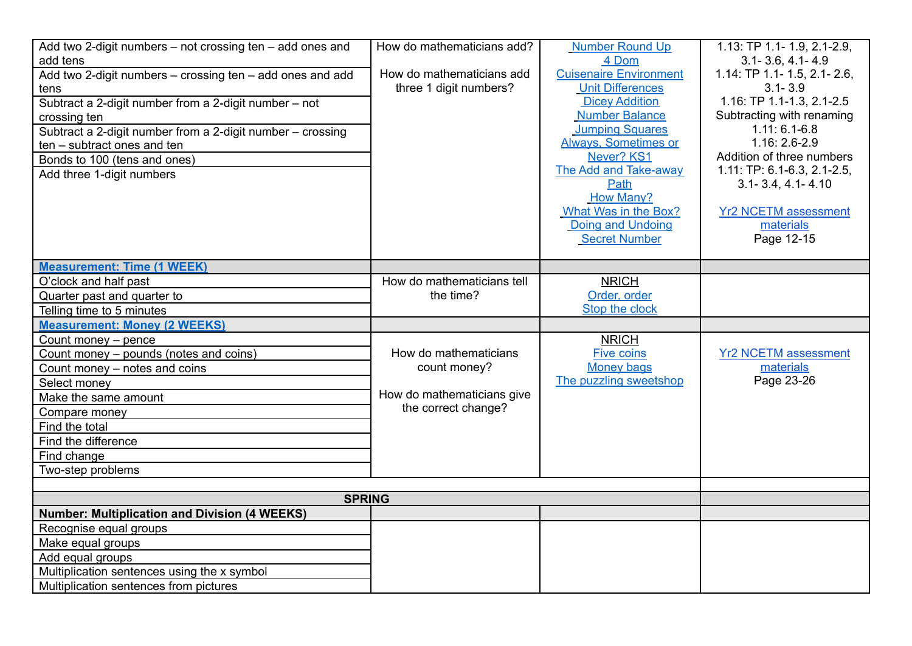| | | | |
|---|---|---|---|
| Add two 2-digit numbers – not crossing ten – add ones and add tens<br>Add two 2-digit numbers – crossing ten – add ones and add tens<br>Subtract a 2-digit number from a 2-digit number – not crossing ten<br>Subtract a 2-digit number from a 2-digit number – crossing ten – subtract ones and ten<br>Bonds to 100 (tens and ones)<br>Add three 1-digit numbers | How do mathematicians add?<br><br>How do mathematicians add three 1 digit numbers? | Number Round Up<br>4 Dom<br>Cuisenaire Environment<br>Unit Differences<br>Dicey Addition<br>Number Balance<br>Jumping Squares<br>Always, Sometimes or Never? KS1<br>The Add and Take-away Path<br>How Many?<br>What Was in the Box?<br>Doing and Undoing<br>Secret Number | 1.13: TP 1.1- 1.9, 2.1-2.9, 3.1- 3.6, 4.1- 4.9<br>1.14: TP 1.1- 1.5, 2.1- 2.6, 3.1- 3.9<br>1.16: TP 1.1-1.3, 2.1-2.5<br>Subtracting with renaming<br>1.11: 6.1-6.8<br>1.16: 2.6-2.9<br>Addition of three numbers<br>1.11: TP: 6.1-6.3, 2.1-2.5, 3.1- 3.4, 4.1- 4.10<br><br>Yr2 NCETM assessment materials<br>Page 12-15 |
| **Measurement: Time (1 WEEK)** | | | |
| O'clock and half past<br>Quarter past and quarter to<br>Telling time to 5 minutes | How do mathematicians tell the time? | NRICH<br>Order, order<br>Stop the clock | |
| **Measurement: Money (2 WEEKS)** | | | |
| Count money – pence<br>Count money – pounds (notes and coins)<br>Count money – notes and coins<br>Select money<br>Make the same amount<br>Compare money<br>Find the total<br>Find the difference<br>Find change<br>Two-step problems | How do mathematicians count money?<br><br>How do mathematicians give the correct change? | NRICH<br>Five coins<br>Money bags<br>The puzzling sweetshop | Yr2 NCETM assessment materials<br>Page 23-26 |
| | | | |
| **SPRING** | | | |
| **Number: Multiplication and Division (4 WEEKS)** | | | |
| Recognise equal groups<br>Make equal groups<br>Add equal groups<br>Multiplication sentences using the x symbol<br>Multiplication sentences from pictures | | | |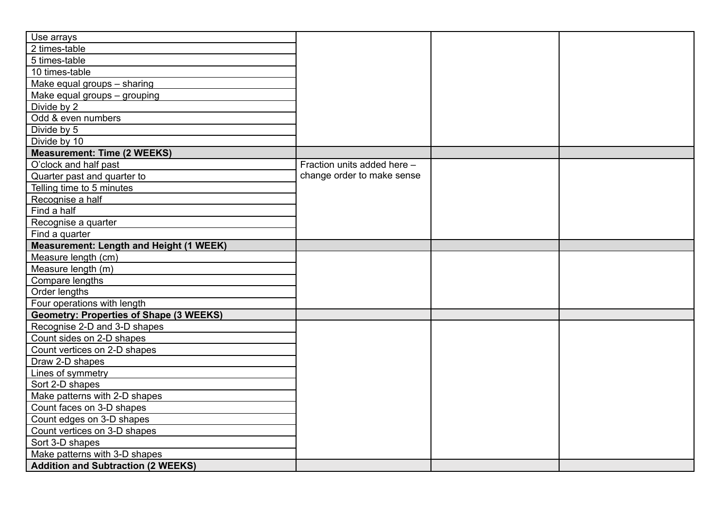| | | | |
|---|---|---|---|
| Use arrays | | | |
| 2 times-table | | | |
| 5 times-table | | | |
| 10 times-table | | | |
| Make equal groups – sharing | | | |
| Make equal groups – grouping | | | |
| Divide by 2 | | | |
| Odd & even numbers | | | |
| Divide by 5 | | | |
| Divide by 10 | | | |
| **Measurement: Time (2 WEEKS)** | | | |
| O'clock and half past | Fraction units added here – change order to make sense | | |
| Quarter past and quarter to | | | |
| Telling time to 5 minutes | | | |
| Recognise a half | | | |
| Find a half | | | |
| Recognise a quarter | | | |
| Find a quarter | | | |
| **Measurement: Length and Height (1 WEEK)** | | | |
| Measure length (cm) | | | |
| Measure length (m) | | | |
| Compare lengths | | | |
| Order lengths | | | |
| Four operations with length | | | |
| **Geometry: Properties of Shape (3 WEEKS)** | | | |
| Recognise 2-D and 3-D shapes | | | |
| Count sides on 2-D shapes | | | |
| Count vertices on 2-D shapes | | | |
| Draw 2-D shapes | | | |
| Lines of symmetry | | | |
| Sort 2-D shapes | | | |
| Make patterns with 2-D shapes | | | |
| Count faces on 3-D shapes | | | |
| Count edges on 3-D shapes | | | |
| Count vertices on 3-D shapes | | | |
| Sort 3-D shapes | | | |
| Make patterns with 3-D shapes | | | |
| **Addition and Subtraction (2 WEEKS)** | | | |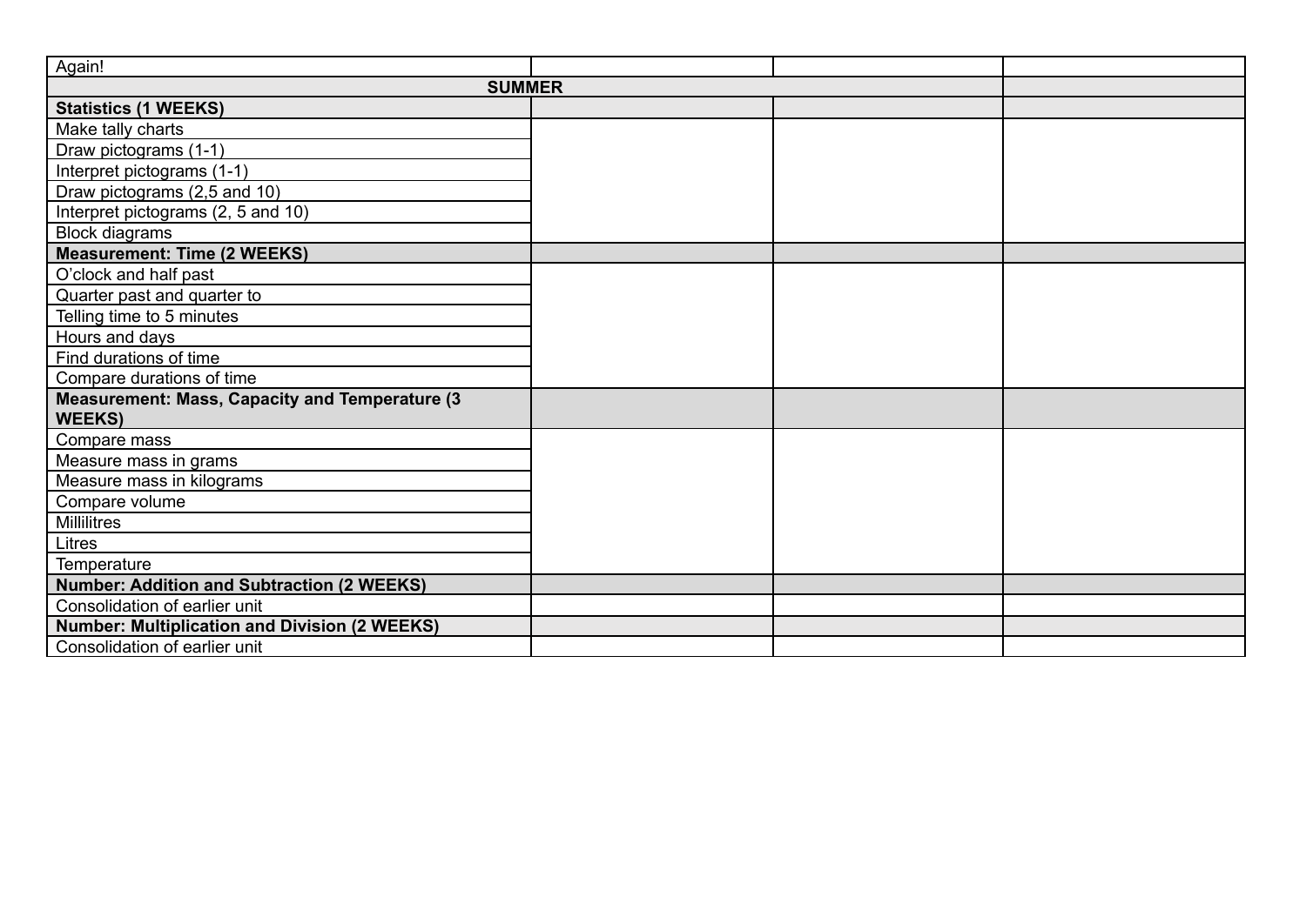| | | | |
|---|---|---|---|
| Again! | | | |
| **SUMMER** | | | |
| **Statistics (1 WEEKS)** | | | |
| Make tally charts | | | |
| Draw pictograms (1-1) | | | |
| Interpret pictograms (1-1) | | | |
| Draw pictograms (2,5 and 10) | | | |
| Interpret pictograms (2, 5 and 10) | | | |
| Block diagrams | | | |
| **Measurement: Time (2 WEEKS)** | | | |
| O'clock and half past | | | |
| Quarter past and quarter to | | | |
| Telling time to 5 minutes | | | |
| Hours and days | | | |
| Find durations of time | | | |
| Compare durations of time | | | |
| **Measurement: Mass, Capacity and Temperature (3 WEEKS)** | | | |
| Compare mass | | | |
| Measure mass in grams | | | |
| Measure mass in kilograms | | | |
| Compare volume | | | |
| Millilitres | | | |
| Litres | | | |
| Temperature | | | |
| **Number: Addition and Subtraction (2 WEEKS)** | | | |
| Consolidation of earlier unit | | | |
| **Number: Multiplication and Division (2 WEEKS)** | | | |
| Consolidation of earlier unit | | | |